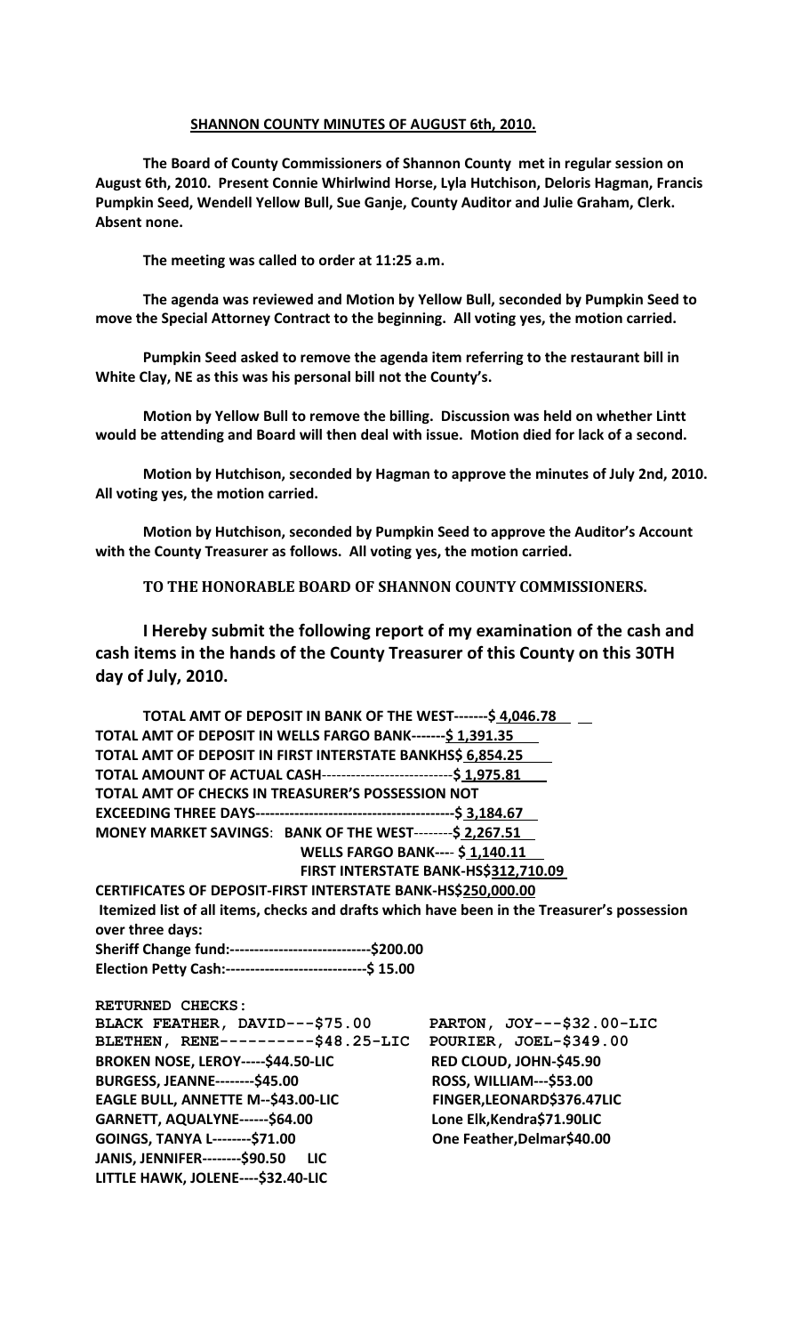**SHANNON COUNTY MINUTES OF AUGUST 6th, 2010.**

**The Board of County Commissioners of Shannon County met in regular session on August 6th, 2010. Present Connie Whirlwind Horse, Lyla Hutchison, Deloris Hagman, Francis Pumpkin Seed, Wendell Yellow Bull, Sue Ganje, County Auditor and Julie Graham, Clerk. Absent none.**

**The meeting was called to order at 11:25 a.m.**

**The agenda was reviewed and Motion by Yellow Bull, seconded by Pumpkin Seed to move the Special Attorney Contract to the beginning. All voting yes, the motion carried.**

**Pumpkin Seed asked to remove the agenda item referring to the restaurant bill in White Clay, NE as this was his personal bill not the County's.**

**Motion by Yellow Bull to remove the billing. Discussion was held on whether Lintt would be attending and Board will then deal with issue. Motion died for lack of a second.**

**Motion by Hutchison, seconded by Hagman to approve the minutes of July 2nd, 2010. All voting yes, the motion carried.**

**Motion by Hutchison, seconded by Pumpkin Seed to approve the Auditor's Account with the County Treasurer as follows. All voting yes, the motion carried.**

**TO THE HONORABLE BOARD OF SHANNON COUNTY COMMISSIONERS.**

**I Hereby submit the following report of my examination of the cash and cash items in the hands of the County Treasurer of this County on this 30TH day of July, 2010.**

**TOTAL AMT OF DEPOSIT IN BANK OF THE WEST-------$ 4,046.78**
**TOTAL AMT OF DEPOSIT IN WELLS FARGO BANK-------$ 1,391.35**
**TOTAL AMT OF DEPOSIT IN FIRST INTERSTATE BANKHS$ 6,854.25**
**TOTAL AMOUNT OF ACTUAL CASH---------------------------$ 1,975.81**
**TOTAL AMT OF CHECKS IN TREASURER'S POSSESSION NOT EXCEEDING THREE DAYS-----------------------------------------$ 3,184.67**
**MONEY MARKET SAVINGS: BANK OF THE WEST--------$ 2,267.51**
**WELLS FARGO BANK---- $ 1,140.11**
**FIRST INTERSTATE BANK-HS$312,710.09**
**CERTIFICATES OF DEPOSIT-FIRST INTERSTATE BANK-HS$250,000.00**
**Itemized list of all items, checks and drafts which have been in the Treasurer's possession over three days:**
**Sheriff Change fund:-----------------------------$200.00**
**Election Petty Cash:-----------------------------$ 15.00**

**RETURNED CHECKS:**

| | |
|---|---|
| BLACK FEATHER, DAVID---$75.00 | PARTON, JOY---$32.00-LIC |
| BLETHEN, RENE----------$48.25-LIC | POURIER, JOEL-$349.00 |
| BROKEN NOSE, LEROY-----$44.50-LIC | RED CLOUD, JOHN-$45.90 |
| BURGESS, JEANNE--------$45.00 | ROSS, WILLIAM---$53.00 |
| EAGLE BULL, ANNETTE M--$43.00-LIC | FINGER,LEONARD$376.47LIC |
| GARNETT, AQUALYNE------$64.00 | Lone Elk,Kendra$71.90LIC |
| GOINGS, TANYA L--------$71.00 | One Feather,Delmar$40.00 |
| JANIS, JENNIFER--------$90.50 LIC | |
| LITTLE HAWK, JOLENE----$32.40-LIC | |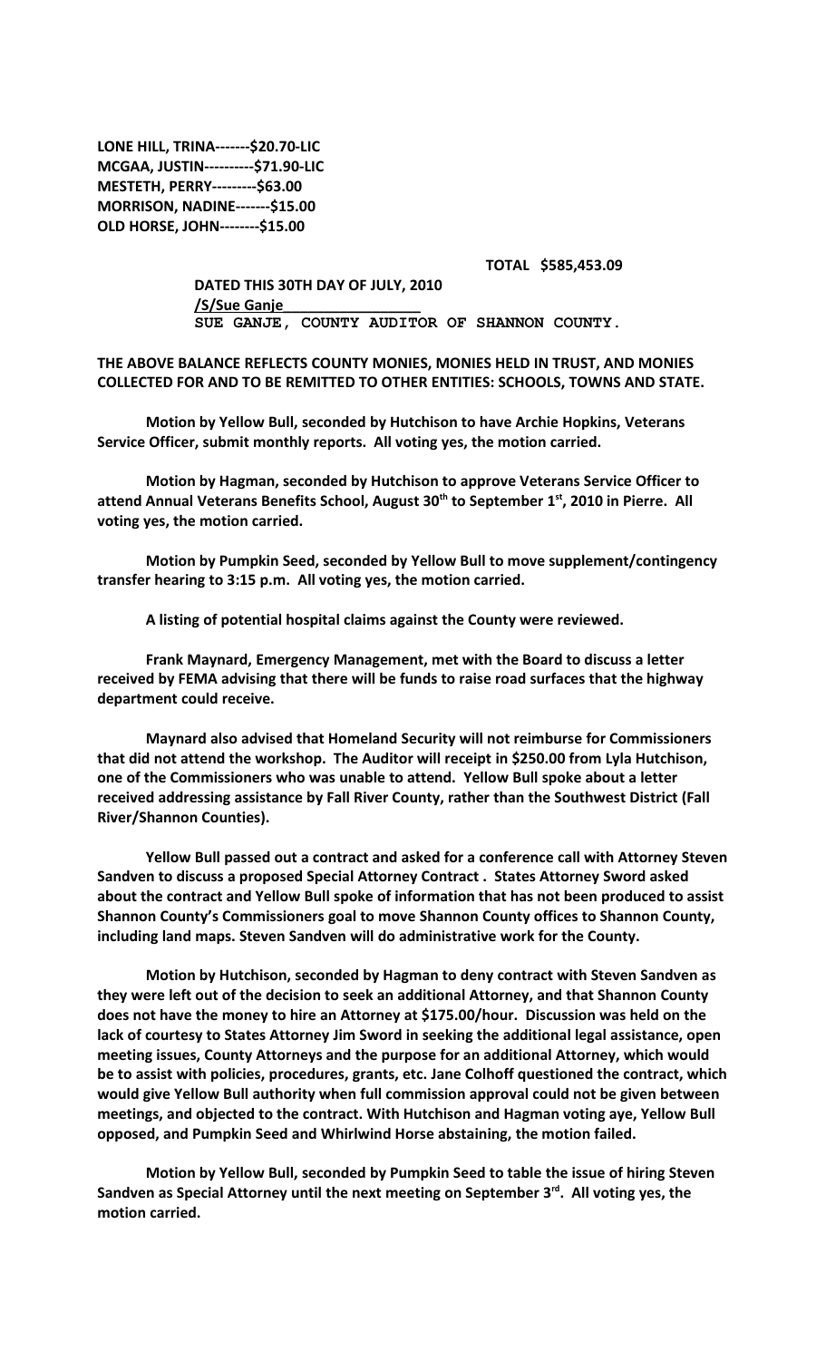**LONE HILL, TRINA-------$20.70-LIC**
**MCGAA, JUSTIN----------$71.90-LIC**
**MESTETH, PERRY---------$63.00**
**MORRISON, NADINE-------$15.00**
**OLD HORSE, JOHN--------$15.00**

**TOTAL $585,453.09**

**DATED THIS 30TH DAY OF JULY, 2010**
**/S/Sue Ganje_________________**
**SUE GANJE, COUNTY AUDITOR OF SHANNON COUNTY.**

**THE ABOVE BALANCE REFLECTS COUNTY MONIES, MONIES HELD IN TRUST, AND MONIES COLLECTED FOR AND TO BE REMITTED TO OTHER ENTITIES: SCHOOLS, TOWNS AND STATE.**

**Motion by Yellow Bull, seconded by Hutchison to have Archie Hopkins, Veterans Service Officer, submit monthly reports. All voting yes, the motion carried.**

**Motion by Hagman, seconded by Hutchison to approve Veterans Service Officer to attend Annual Veterans Benefits School, August 30th to September 1st, 2010 in Pierre. All voting yes, the motion carried.**

**Motion by Pumpkin Seed, seconded by Yellow Bull to move supplement/contingency transfer hearing to 3:15 p.m. All voting yes, the motion carried.**

**A listing of potential hospital claims against the County were reviewed.**

**Frank Maynard, Emergency Management, met with the Board to discuss a letter received by FEMA advising that there will be funds to raise road surfaces that the highway department could receive.**

**Maynard also advised that Homeland Security will not reimburse for Commissioners that did not attend the workshop. The Auditor will receipt in $250.00 from Lyla Hutchison, one of the Commissioners who was unable to attend. Yellow Bull spoke about a letter received addressing assistance by Fall River County, rather than the Southwest District (Fall River/Shannon Counties).**

**Yellow Bull passed out a contract and asked for a conference call with Attorney Steven Sandven to discuss a proposed Special Attorney Contract . States Attorney Sword asked about the contract and Yellow Bull spoke of information that has not been produced to assist Shannon County's Commissioners goal to move Shannon County offices to Shannon County, including land maps. Steven Sandven will do administrative work for the County.**

**Motion by Hutchison, seconded by Hagman to deny contract with Steven Sandven as they were left out of the decision to seek an additional Attorney, and that Shannon County does not have the money to hire an Attorney at $175.00/hour. Discussion was held on the lack of courtesy to States Attorney Jim Sword in seeking the additional legal assistance, open meeting issues, County Attorneys and the purpose for an additional Attorney, which would be to assist with policies, procedures, grants, etc. Jane Colhoff questioned the contract, which would give Yellow Bull authority when full commission approval could not be given between meetings, and objected to the contract. With Hutchison and Hagman voting aye, Yellow Bull opposed, and Pumpkin Seed and Whirlwind Horse abstaining, the motion failed.**

**Motion by Yellow Bull, seconded by Pumpkin Seed to table the issue of hiring Steven Sandven as Special Attorney until the next meeting on September 3rd. All voting yes, the motion carried.**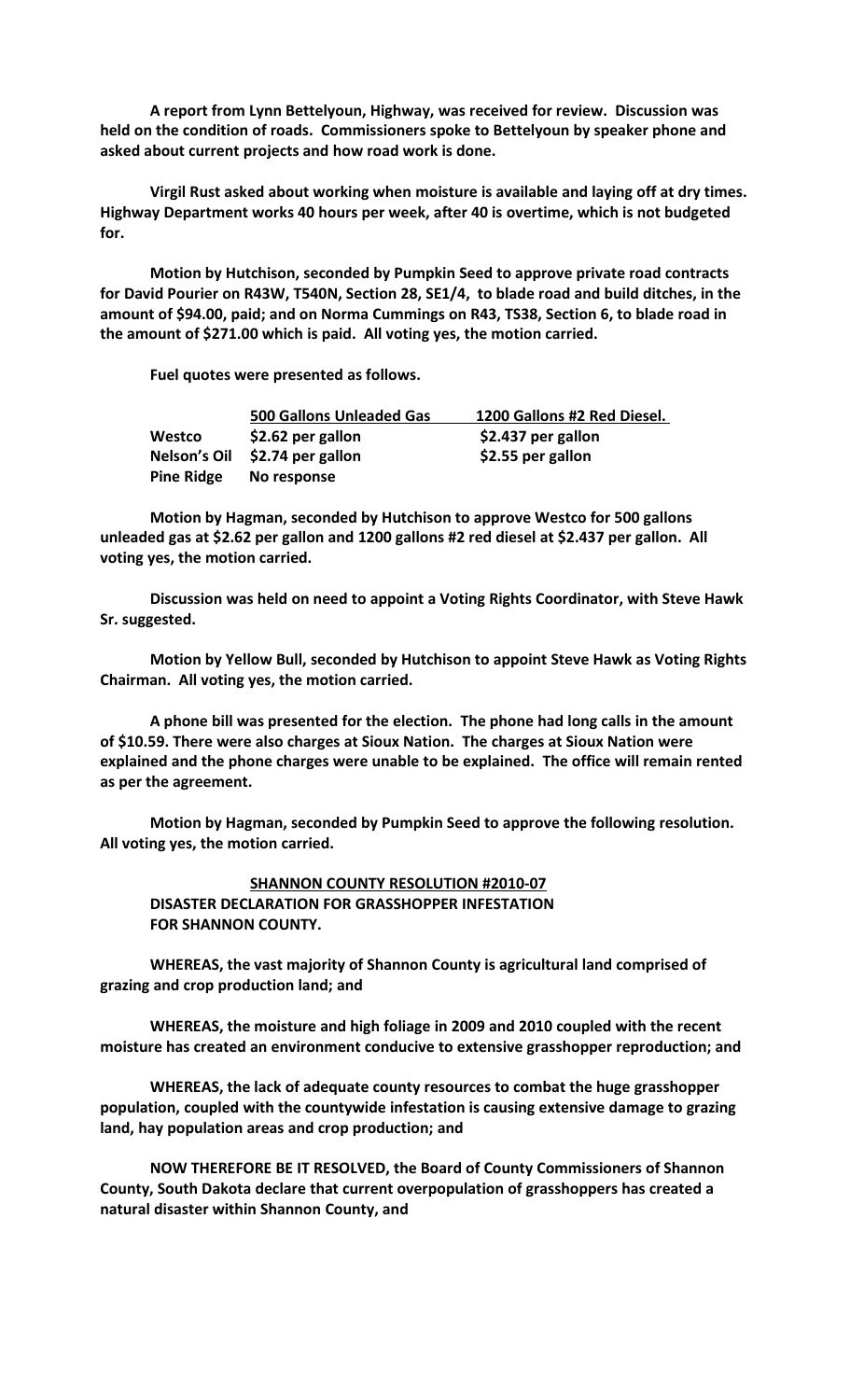**A report from Lynn Bettelyoun, Highway, was received for review. Discussion was held on the condition of roads. Commissioners spoke to Bettelyoun by speaker phone and asked about current projects and how road work is done.**

**Virgil Rust asked about working when moisture is available and laying off at dry times. Highway Department works 40 hours per week, after 40 is overtime, which is not budgeted for.**

**Motion by Hutchison, seconded by Pumpkin Seed to approve private road contracts for David Pourier on R43W, T540N, Section 28, SE1/4, to blade road and build ditches, in the amount of $94.00, paid; and on Norma Cummings on R43, TS38, Section 6, to blade road in the amount of $271.00 which is paid. All voting yes, the motion carried.**

**Fuel quotes were presented as follows.**

| | 500 Gallons Unleaded Gas | 1200 Gallons #2 Red Diesel. |
|---|---|---|
| **Westco** | **$2.62 per gallon** | **$2.437 per gallon** |
| **Nelson's Oil** | **$2.74 per gallon** | **$2.55 per gallon** |
| **Pine Ridge** | **No response** | |

**Motion by Hagman, seconded by Hutchison to approve Westco for 500 gallons unleaded gas at $2.62 per gallon and 1200 gallons #2 red diesel at $2.437 per gallon. All voting yes, the motion carried.**

**Discussion was held on need to appoint a Voting Rights Coordinator, with Steve Hawk Sr. suggested.**

**Motion by Yellow Bull, seconded by Hutchison to appoint Steve Hawk as Voting Rights Chairman. All voting yes, the motion carried.**

**A phone bill was presented for the election. The phone had long calls in the amount of $10.59. There were also charges at Sioux Nation. The charges at Sioux Nation were explained and the phone charges were unable to be explained. The office will remain rented as per the agreement.**

**Motion by Hagman, seconded by Pumpkin Seed to approve the following resolution. All voting yes, the motion carried.**

**SHANNON COUNTY RESOLUTION #2010-07**
**DISASTER DECLARATION FOR GRASSHOPPER INFESTATION FOR SHANNON COUNTY.**

**WHEREAS, the vast majority of Shannon County is agricultural land comprised of grazing and crop production land; and**

**WHEREAS, the moisture and high foliage in 2009 and 2010 coupled with the recent moisture has created an environment conducive to extensive grasshopper reproduction; and**

**WHEREAS, the lack of adequate county resources to combat the huge grasshopper population, coupled with the countywide infestation is causing extensive damage to grazing land, hay population areas and crop production; and**

**NOW THEREFORE BE IT RESOLVED, the Board of County Commissioners of Shannon County, South Dakota declare that current overpopulation of grasshoppers has created a natural disaster within Shannon County, and**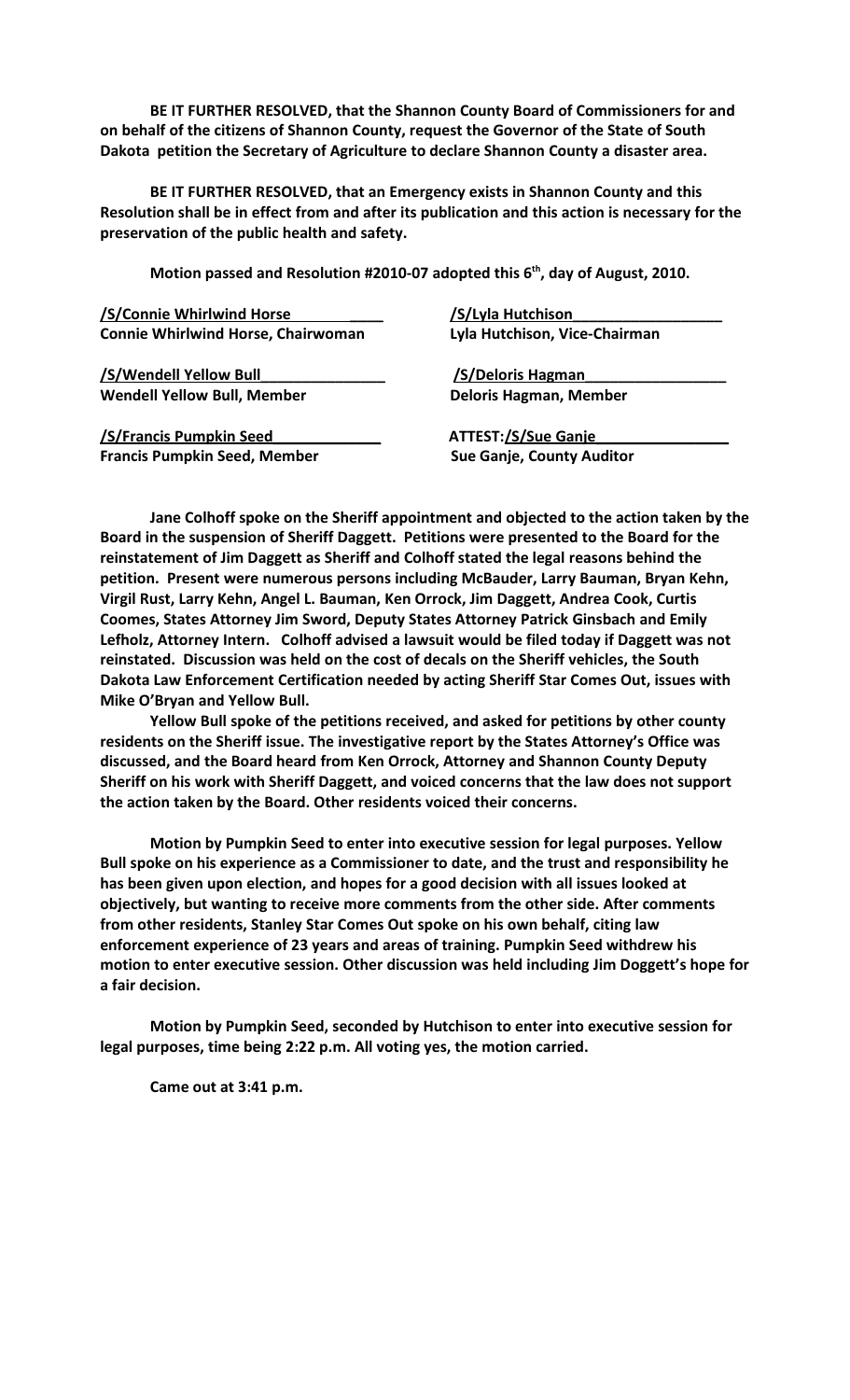**BE IT FURTHER RESOLVED, that the Shannon County Board of Commissioners for and on behalf of the citizens of Shannon County, request the Governor of the State of South Dakota petition the Secretary of Agriculture to declare Shannon County a disaster area.**

**BE IT FURTHER RESOLVED, that an Emergency exists in Shannon County and this Resolution shall be in effect from and after its publication and this action is necessary for the preservation of the public health and safety.**

**Motion passed and Resolution #2010-07 adopted this 6th, day of August, 2010.**

| | |
|---|---|
| **/S/Connie Whirlwind Horse** | **/S/Lyla Hutchison** |
| **Connie Whirlwind Horse, Chairwoman** | **Lyla Hutchison, Vice-Chairman** |
| **/S/Wendell Yellow Bull** | **/S/Deloris Hagman** |
| **Wendell Yellow Bull, Member** | **Deloris Hagman, Member** |
| **/S/Francis Pumpkin Seed** | **ATTEST:/S/Sue Ganje** |
| **Francis Pumpkin Seed, Member** | **Sue Ganje, County Auditor** |

**Jane Colhoff spoke on the Sheriff appointment and objected to the action taken by the Board in the suspension of Sheriff Daggett. Petitions were presented to the Board for the reinstatement of Jim Daggett as Sheriff and Colhoff stated the legal reasons behind the petition. Present were numerous persons including McBauder, Larry Bauman, Bryan Kehn, Virgil Rust, Larry Kehn, Angel L. Bauman, Ken Orrock, Jim Daggett, Andrea Cook, Curtis Coomes, States Attorney Jim Sword, Deputy States Attorney Patrick Ginsbach and Emily Lefholz, Attorney Intern. Colhoff advised a lawsuit would be filed today if Daggett was not reinstated. Discussion was held on the cost of decals on the Sheriff vehicles, the South Dakota Law Enforcement Certification needed by acting Sheriff Star Comes Out, issues with Mike O'Bryan and Yellow Bull.**

**Yellow Bull spoke of the petitions received, and asked for petitions by other county residents on the Sheriff issue. The investigative report by the States Attorney's Office was discussed, and the Board heard from Ken Orrock, Attorney and Shannon County Deputy Sheriff on his work with Sheriff Daggett, and voiced concerns that the law does not support the action taken by the Board. Other residents voiced their concerns.**

**Motion by Pumpkin Seed to enter into executive session for legal purposes. Yellow Bull spoke on his experience as a Commissioner to date, and the trust and responsibility he has been given upon election, and hopes for a good decision with all issues looked at objectively, but wanting to receive more comments from the other side. After comments from other residents, Stanley Star Comes Out spoke on his own behalf, citing law enforcement experience of 23 years and areas of training. Pumpkin Seed withdrew his motion to enter executive session. Other discussion was held including Jim Doggett's hope for a fair decision.**

**Motion by Pumpkin Seed, seconded by Hutchison to enter into executive session for legal purposes, time being 2:22 p.m. All voting yes, the motion carried.**

**Came out at 3:41 p.m.**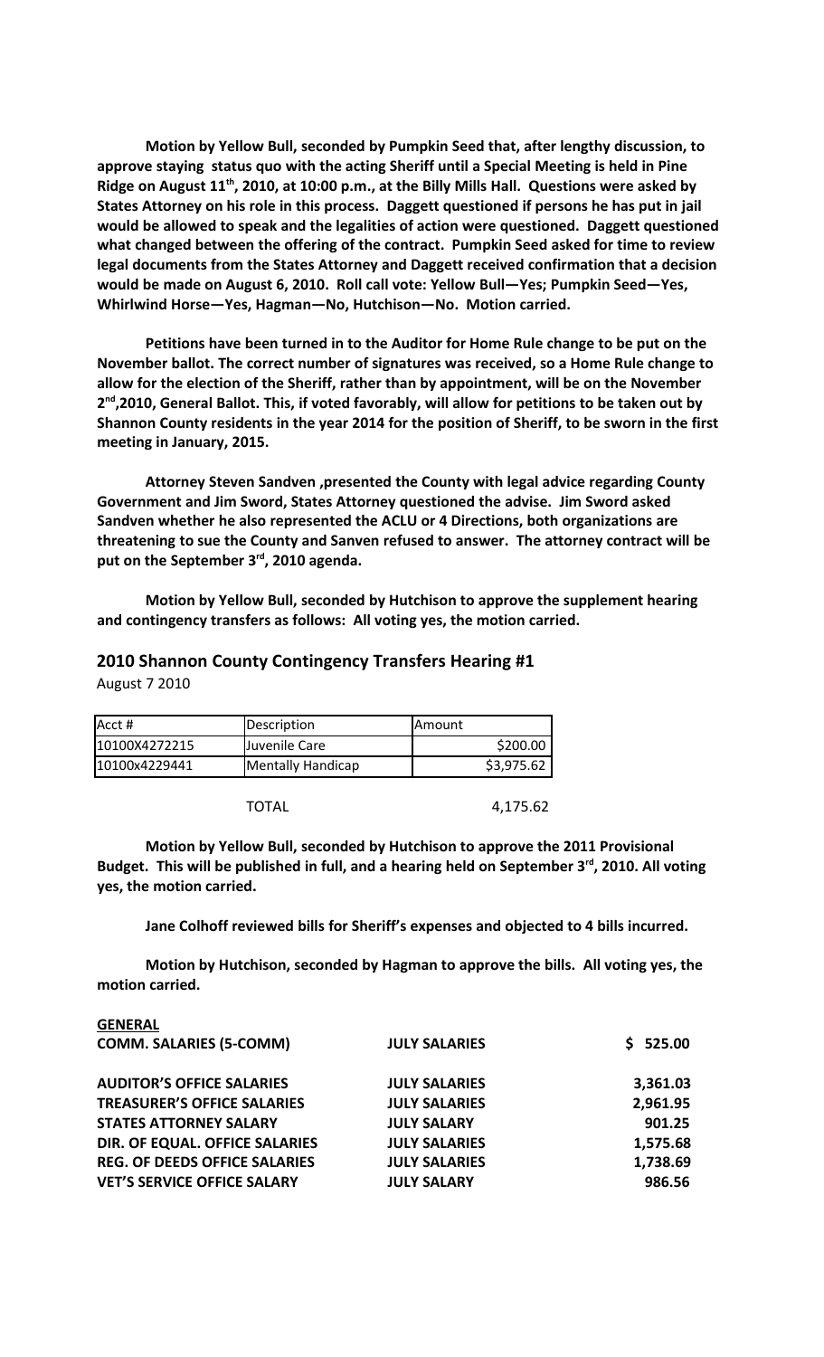**Motion by Yellow Bull, seconded by Pumpkin Seed that, after lengthy discussion, to approve staying status quo with the acting Sheriff until a Special Meeting is held in Pine Ridge on August 11th, 2010, at 10:00 p.m., at the Billy Mills Hall. Questions were asked by States Attorney on his role in this process. Daggett questioned if persons he has put in jail would be allowed to speak and the legalities of action were questioned. Daggett questioned what changed between the offering of the contract. Pumpkin Seed asked for time to review legal documents from the States Attorney and Daggett received confirmation that a decision would be made on August 6, 2010. Roll call vote: Yellow Bull—Yes; Pumpkin Seed—Yes, Whirlwind Horse—Yes, Hagman—No, Hutchison—No. Motion carried.**

**Petitions have been turned in to the Auditor for Home Rule change to be put on the November ballot. The correct number of signatures was received, so a Home Rule change to allow for the election of the Sheriff, rather than by appointment, will be on the November 2nd,2010, General Ballot. This, if voted favorably, will allow for petitions to be taken out by Shannon County residents in the year 2014 for the position of Sheriff, to be sworn in the first meeting in January, 2015.**

**Attorney Steven Sandven ,presented the County with legal advice regarding County Government and Jim Sword, States Attorney questioned the advise. Jim Sword asked Sandven whether he also represented the ACLU or 4 Directions, both organizations are threatening to sue the County and Sanven refused to answer. The attorney contract will be put on the September 3rd, 2010 agenda.**

**Motion by Yellow Bull, seconded by Hutchison to approve the supplement hearing and contingency transfers as follows: All voting yes, the motion carried.**

## 2010 Shannon County Contingency Transfers Hearing #1

August 7 2010

| Acct # | Description | Amount |
|---|---|---|
| 10100X4272215 | Juvenile Care | $200.00 |
| 10100x4229441 | Mentally Handicap | $3,975.62 |
| | TOTAL | 4,175.62 |

**Motion by Yellow Bull, seconded by Hutchison to approve the 2011 Provisional Budget. This will be published in full, and a hearing held on September 3rd, 2010. All voting yes, the motion carried.**

**Jane Colhoff reviewed bills for Sheriff's expenses and objected to 4 bills incurred.**

**Motion by Hutchison, seconded by Hagman to approve the bills. All voting yes, the motion carried.**

| GENERAL | | |
|---|---|---|
| COMM. SALARIES (5-COMM) | JULY SALARIES | $ 525.00 |
| AUDITOR'S OFFICE SALARIES | JULY SALARIES | 3,361.03 |
| TREASURER'S OFFICE SALARIES | JULY SALARIES | 2,961.95 |
| STATES ATTORNEY SALARY | JULY SALARY | 901.25 |
| DIR. OF EQUAL. OFFICE SALARIES | JULY SALARIES | 1,575.68 |
| REG. OF DEEDS OFFICE SALARIES | JULY SALARIES | 1,738.69 |
| VET'S SERVICE OFFICE SALARY | JULY SALARY | 986.56 |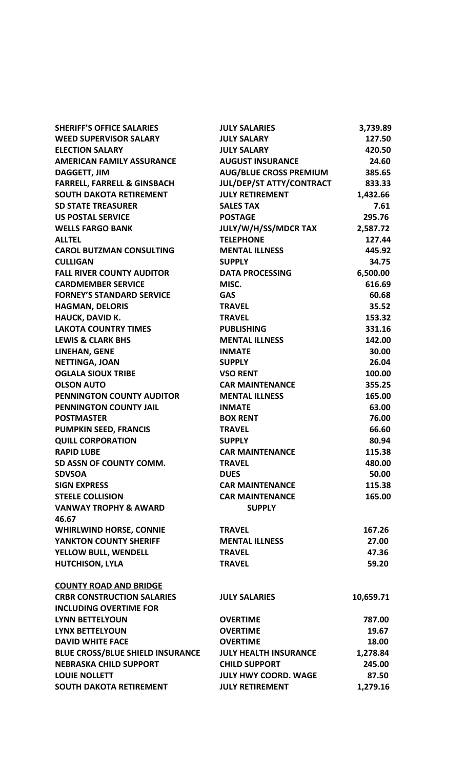| | | |
|---|---|---|
| **SHERIFF'S OFFICE SALARIES** | **JULY SALARIES** | **3,739.89** |
| **WEED SUPERVISOR SALARY** | **JULY SALARY** | **127.50** |
| **ELECTION SALARY** | **JULY SALARY** | **420.50** |
| **AMERICAN FAMILY ASSURANCE** | **AUGUST INSURANCE** | **24.60** |
| **DAGGETT, JIM** | **AUG/BLUE CROSS PREMIUM** | **385.65** |
| **FARRELL, FARRELL & GINSBACH** | **JUL/DEP/ST ATTY/CONTRACT** | **833.33** |
| **SOUTH DAKOTA RETIREMENT** | **JULY RETIREMENT** | **1,432.66** |
| **SD STATE TREASURER** | **SALES TAX** | **7.61** |
| **US POSTAL SERVICE** | **POSTAGE** | **295.76** |
| **WELLS FARGO BANK** | **JULY/W/H/SS/MDCR TAX** | **2,587.72** |
| **ALLTEL** | **TELEPHONE** | **127.44** |
| **CAROL BUTZMAN CONSULTING** | **MENTAL ILLNESS** | **445.92** |
| **CULLIGAN** | **SUPPLY** | **34.75** |
| **FALL RIVER COUNTY AUDITOR** | **DATA PROCESSING** | **6,500.00** |
| **CARDMEMBER SERVICE** | **MISC.** | **616.69** |
| **FORNEY'S STANDARD SERVICE** | **GAS** | **60.68** |
| **HAGMAN, DELORIS** | **TRAVEL** | **35.52** |
| **HAUCK, DAVID K.** | **TRAVEL** | **153.32** |
| **LAKOTA COUNTRY TIMES** | **PUBLISHING** | **331.16** |
| **LEWIS & CLARK BHS** | **MENTAL ILLNESS** | **142.00** |
| **LINEHAN, GENE** | **INMATE** | **30.00** |
| **NETTINGA, JOAN** | **SUPPLY** | **26.04** |
| **OGLALA SIOUX TRIBE** | **VSO RENT** | **100.00** |
| **OLSON AUTO** | **CAR MAINTENANCE** | **355.25** |
| **PENNINGTON COUNTY AUDITOR** | **MENTAL ILLNESS** | **165.00** |
| **PENNINGTON COUNTY JAIL** | **INMATE** | **63.00** |
| **POSTMASTER** | **BOX RENT** | **76.00** |
| **PUMPKIN SEED, FRANCIS** | **TRAVEL** | **66.60** |
| **QUILL CORPORATION** | **SUPPLY** | **80.94** |
| **RAPID LUBE** | **CAR MAINTENANCE** | **115.38** |
| **SD ASSN OF COUNTY COMM.** | **TRAVEL** | **480.00** |
| **SDVSOA** | **DUES** | **50.00** |
| **SIGN EXPRESS** | **CAR MAINTENANCE** | **115.38** |
| **STEELE COLLISION** | **CAR MAINTENANCE** | **165.00** |
| **VANWAY TROPHY & AWARD** | **SUPPLY** | **46.67** |
| **WHIRLWIND HORSE, CONNIE** | **TRAVEL** | **167.26** |
| **YANKTON COUNTY SHERIFF** | **MENTAL ILLNESS** | **27.00** |
| **YELLOW BULL, WENDELL** | **TRAVEL** | **47.36** |
| **HUTCHISON, LYLA** | **TRAVEL** | **59.20** |

**COUNTY ROAD AND BRIDGE**

| | | |
|---|---|---|
| **CRBR CONSTRUCTION SALARIES** | **JULY SALARIES** | **10,659.71** |
| **INCLUDING OVERTIME FOR** | | |
| **LYNN BETTELYOUN** | **OVERTIME** | **787.00** |
| **LYNX BETTELYOUN** | **OVERTIME** | **19.67** |
| **DAVID WHITE FACE** | **OVERTIME** | **18.00** |
| **BLUE CROSS/BLUE SHIELD INSURANCE** | **JULY HEALTH INSURANCE** | **1,278.84** |
| **NEBRASKA CHILD SUPPORT** | **CHILD SUPPORT** | **245.00** |
| **LOUIE NOLLETT** | **JULY HWY COORD. WAGE** | **87.50** |
| **SOUTH DAKOTA RETIREMENT** | **JULY RETIREMENT** | **1,279.16** |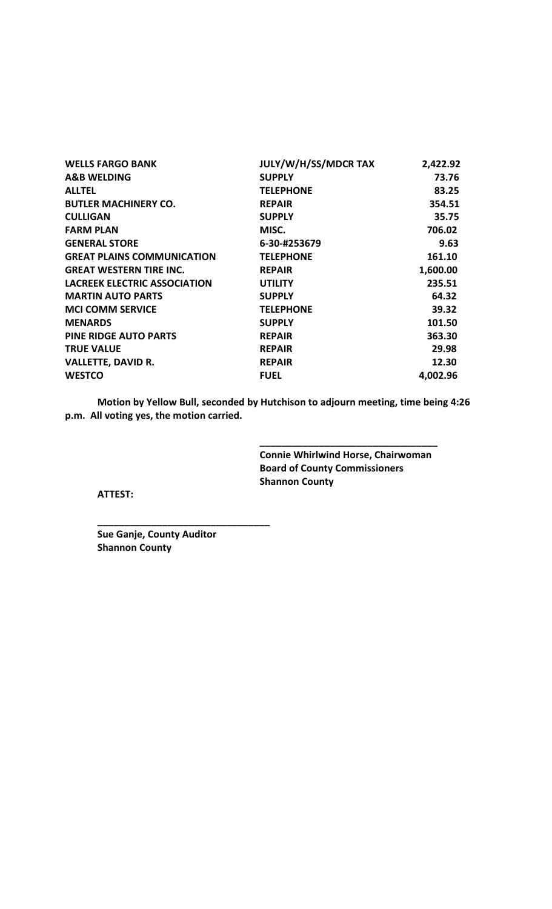| | | |
|---|---|---|
| **WELLS FARGO BANK** | **JULY/W/H/SS/MDCR TAX** | **2,422.92** |
| **A&B WELDING** | **SUPPLY** | **73.76** |
| **ALLTEL** | **TELEPHONE** | **83.25** |
| **BUTLER MACHINERY CO.** | **REPAIR** | **354.51** |
| **CULLIGAN** | **SUPPLY** | **35.75** |
| **FARM PLAN** | **MISC.** | **706.02** |
| **GENERAL STORE** | **6-30-#253679** | **9.63** |
| **GREAT PLAINS COMMUNICATION** | **TELEPHONE** | **161.10** |
| **GREAT WESTERN TIRE INC.** | **REPAIR** | **1,600.00** |
| **LACREEK ELECTRIC ASSOCIATION** | **UTILITY** | **235.51** |
| **MARTIN AUTO PARTS** | **SUPPLY** | **64.32** |
| **MCI COMM SERVICE** | **TELEPHONE** | **39.32** |
| **MENARDS** | **SUPPLY** | **101.50** |
| **PINE RIDGE AUTO PARTS** | **REPAIR** | **363.30** |
| **TRUE VALUE** | **REPAIR** | **29.98** |
| **VALLETTE, DAVID R.** | **REPAIR** | **12.30** |
| **WESTCO** | **FUEL** | **4,002.96** |

**Motion by Yellow Bull, seconded by Hutchison to adjourn meeting, time being 4:26 p.m. All voting yes, the motion carried.**

________________________________
**Connie Whirlwind Horse, Chairwoman**
**Board of County Commissioners**
**Shannon County**

**ATTEST:**

________________________________
**Sue Ganje, County Auditor**
**Shannon County**